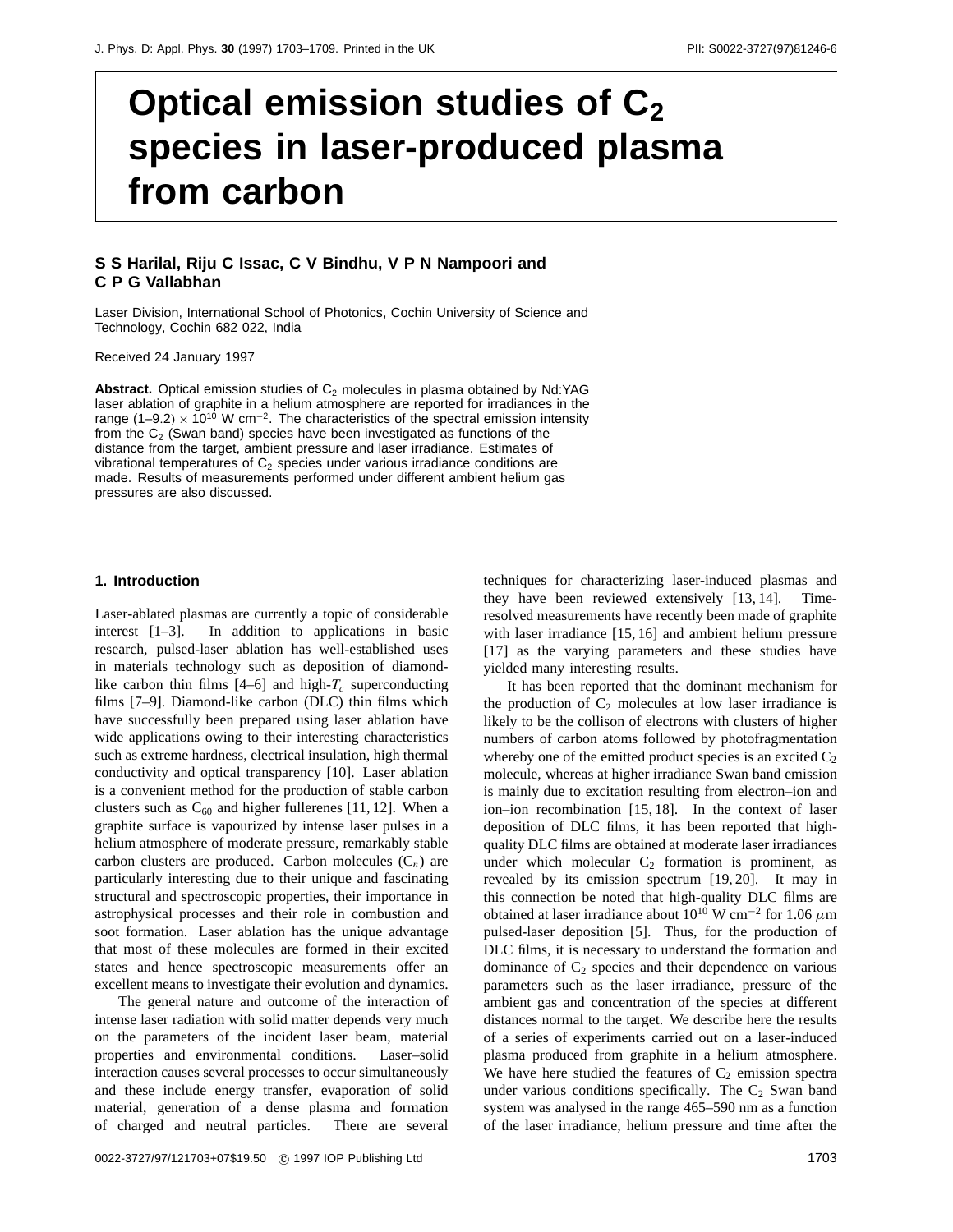# Optical emission studies of $C_2$ species in laser-produced plasma from carbon

**S S Harilal, Riju C Issac, C V Bindhu, V P N Nampoori and C P G Vallabhan**

Laser Division, International School of Photonics, Cochin University of Science and Technology, Cochin 682 022, India

Received 24 January 1997

**Abstract.** Optical emission studies of $C_2$ molecules in plasma obtained by Nd:YAG laser ablation of graphite in a helium atmosphere are reported for irradiances in the range $(1–9.2) \times 10^{10}$ W cm$^{-2}$. The characteristics of the spectral emission intensity from the $C_2$ (Swan band) species have been investigated as functions of the distance from the target, ambient pressure and laser irradiance. Estimates of vibrational temperatures of $C_2$ species under various irradiance conditions are made. Results of measurements performed under different ambient helium gas pressures are also discussed.

## 1. Introduction

Laser-ablated plasmas are currently a topic of considerable interest [1–3]. In addition to applications in basic research, pulsed-laser ablation has well-established uses in materials technology such as deposition of diamond-like carbon thin films [4–6] and high-$T_c$ superconducting films [7–9]. Diamond-like carbon (DLC) thin films which have successfully been prepared using laser ablation have wide applications owing to their interesting characteristics such as extreme hardness, electrical insulation, high thermal conductivity and optical transparency [10]. Laser ablation is a convenient method for the production of stable carbon clusters such as $C_{60}$ and higher fullerenes [11, 12]. When a graphite surface is vapourized by intense laser pulses in a helium atmosphere of moderate pressure, remarkably stable carbon clusters are produced. Carbon molecules ($C_n$) are particularly interesting due to their unique and fascinating structural and spectroscopic properties, their importance in astrophysical processes and their role in combustion and soot formation. Laser ablation has the unique advantage that most of these molecules are formed in their excited states and hence spectroscopic measurements offer an excellent means to investigate their evolution and dynamics.

The general nature and outcome of the interaction of intense laser radiation with solid matter depends very much on the parameters of the incident laser beam, material properties and environmental conditions. Laser–solid interaction causes several processes to occur simultaneously and these include energy transfer, evaporation of solid material, generation of a dense plasma and formation of charged and neutral particles. There are several techniques for characterizing laser-induced plasmas and they have been reviewed extensively [13, 14]. Time-resolved measurements have recently been made of graphite with laser irradiance [15, 16] and ambient helium pressure [17] as the varying parameters and these studies have yielded many interesting results.

It has been reported that the dominant mechanism for the production of $C_2$ molecules at low laser irradiance is likely to be the collison of electrons with clusters of higher numbers of carbon atoms followed by photofragmentation whereby one of the emitted product species is an excited $C_2$ molecule, whereas at higher irradiance Swan band emission is mainly due to excitation resulting from electron–ion and ion–ion recombination [15, 18]. In the context of laser deposition of DLC films, it has been reported that high-quality DLC films are obtained at moderate laser irradiances under which molecular $C_2$ formation is prominent, as revealed by its emission spectrum [19, 20]. It may in this connection be noted that high-quality DLC films are obtained at laser irradiance about $10^{10}$ W cm$^{-2}$ for 1.06 $\mu$m pulsed-laser deposition [5]. Thus, for the production of DLC films, it is necessary to understand the formation and dominance of $C_2$ species and their dependence on various parameters such as the laser irradiance, pressure of the ambient gas and concentration of the species at different distances normal to the target. We describe here the results of a series of experiments carried out on a laser-induced plasma produced from graphite in a helium atmosphere. We have here studied the features of $C_2$ emission spectra under various conditions specifically. The $C_2$ Swan band system was analysed in the range 465–590 nm as a function of the laser irradiance, helium pressure and time after the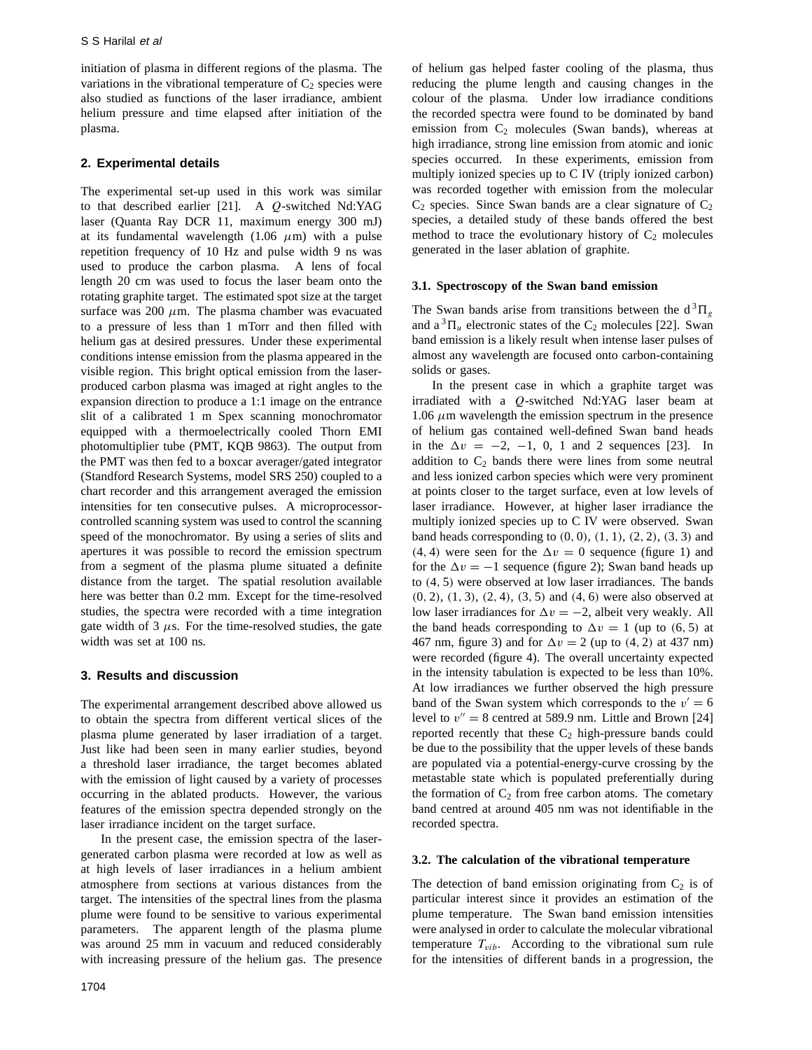initiation of plasma in different regions of the plasma. The variations in the vibrational temperature of $C_2$ species were also studied as functions of the laser irradiance, ambient helium pressure and time elapsed after initiation of the plasma.

## 2. Experimental details

The experimental set-up used in this work was similar to that described earlier [21]. A $Q$-switched Nd:YAG laser (Quanta Ray DCR 11, maximum energy 300 mJ) at its fundamental wavelength (1.06 $\mu$m) with a pulse repetition frequency of 10 Hz and pulse width 9 ns was used to produce the carbon plasma. A lens of focal length 20 cm was used to focus the laser beam onto the rotating graphite target. The estimated spot size at the target surface was 200 $\mu$m. The plasma chamber was evacuated to a pressure of less than 1 mTorr and then filled with helium gas at desired pressures. Under these experimental conditions intense emission from the plasma appeared in the visible region. This bright optical emission from the laser-produced carbon plasma was imaged at right angles to the expansion direction to produce a 1:1 image on the entrance slit of a calibrated 1 m Spex scanning monochromator equipped with a thermoelectrically cooled Thorn EMI photomultiplier tube (PMT, KQB 9863). The output from the PMT was then fed to a boxcar averager/gated integrator (Standford Research Systems, model SRS 250) coupled to a chart recorder and this arrangement averaged the emission intensities for ten consecutive pulses. A microprocessor-controlled scanning system was used to control the scanning speed of the monochromator. By using a series of slits and apertures it was possible to record the emission spectrum from a segment of the plasma plume situated a definite distance from the target. The spatial resolution available here was better than 0.2 mm. Except for the time-resolved studies, the spectra were recorded with a time integration gate width of 3 $\mu$s. For the time-resolved studies, the gate width was set at 100 ns.

## 3. Results and discussion

The experimental arrangement described above allowed us to obtain the spectra from different vertical slices of the plasma plume generated by laser irradiation of a target. Just like had been seen in many earlier studies, beyond a threshold laser irradiance, the target becomes ablated with the emission of light caused by a variety of processes occurring in the ablated products. However, the various features of the emission spectra depended strongly on the laser irradiance incident on the target surface.

In the present case, the emission spectra of the laser-generated carbon plasma were recorded at low as well as at high levels of laser irradiances in a helium ambient atmosphere from sections at various distances from the target. The intensities of the spectral lines from the plasma plume were found to be sensitive to various experimental parameters. The apparent length of the plasma plume was around 25 mm in vacuum and reduced considerably with increasing pressure of the helium gas. The presence of helium gas helped faster cooling of the plasma, thus reducing the plume length and causing changes in the colour of the plasma. Under low irradiance conditions the recorded spectra were found to be dominated by band emission from $C_2$ molecules (Swan bands), whereas at high irradiance, strong line emission from atomic and ionic species occurred. In these experiments, emission from multiply ionized species up to C IV (triply ionized carbon) was recorded together with emission from the molecular $C_2$ species. Since Swan bands are a clear signature of $C_2$ species, a detailed study of these bands offered the best method to trace the evolutionary history of $C_2$ molecules generated in the laser ablation of graphite.

### 3.1. Spectroscopy of the Swan band emission

The Swan bands arise from transitions between the $d\,^3\Pi_g$ and $a\,^3\Pi_u$ electronic states of the $C_2$ molecules [22]. Swan band emission is a likely result when intense laser pulses of almost any wavelength are focused onto carbon-containing solids or gases.

In the present case in which a graphite target was irradiated with a $Q$-switched Nd:YAG laser beam at 1.06 $\mu$m wavelength the emission spectrum in the presence of helium gas contained well-defined Swan band heads in the $\Delta v = -2, -1, 0, 1$ and 2 sequences [23]. In addition to $C_2$ bands there were lines from some neutral and less ionized carbon species which were very prominent at points closer to the target surface, even at low levels of laser irradiance. However, at higher laser irradiance the multiply ionized species up to C IV were observed. Swan band heads corresponding to $(0, 0)$, $(1, 1)$, $(2, 2)$, $(3, 3)$ and $(4, 4)$ were seen for the $\Delta v = 0$ sequence (figure 1) and for the $\Delta v = -1$ sequence (figure 2); Swan band heads up to $(4, 5)$ were observed at low laser irradiances. The bands $(0, 2)$, $(1, 3)$, $(2, 4)$, $(3, 5)$ and $(4, 6)$ were also observed at low laser irradiances for $\Delta v = -2$, albeit very weakly. All the band heads corresponding to $\Delta v = 1$ (up to $(6, 5)$ at 467 nm, figure 3) and for $\Delta v = 2$ (up to $(4, 2)$ at 437 nm) were recorded (figure 4). The overall uncertainty expected in the intensity tabulation is expected to be less than 10%. At low irradiances we further observed the high pressure band of the Swan system which corresponds to the $v' = 6$ level to $v'' = 8$ centred at 589.9 nm. Little and Brown [24] reported recently that these $C_2$ high-pressure bands could be due to the possibility that the upper levels of these bands are populated via a potential-energy-curve crossing by the metastable state which is populated preferentially during the formation of $C_2$ from free carbon atoms. The cometary band centred at around 405 nm was not identifiable in the recorded spectra.

### 3.2. The calculation of the vibrational temperature

The detection of band emission originating from $C_2$ is of particular interest since it provides an estimation of the plume temperature. The Swan band emission intensities were analysed in order to calculate the molecular vibrational temperature $T_{vib}$. According to the vibrational sum rule for the intensities of different bands in a progression, the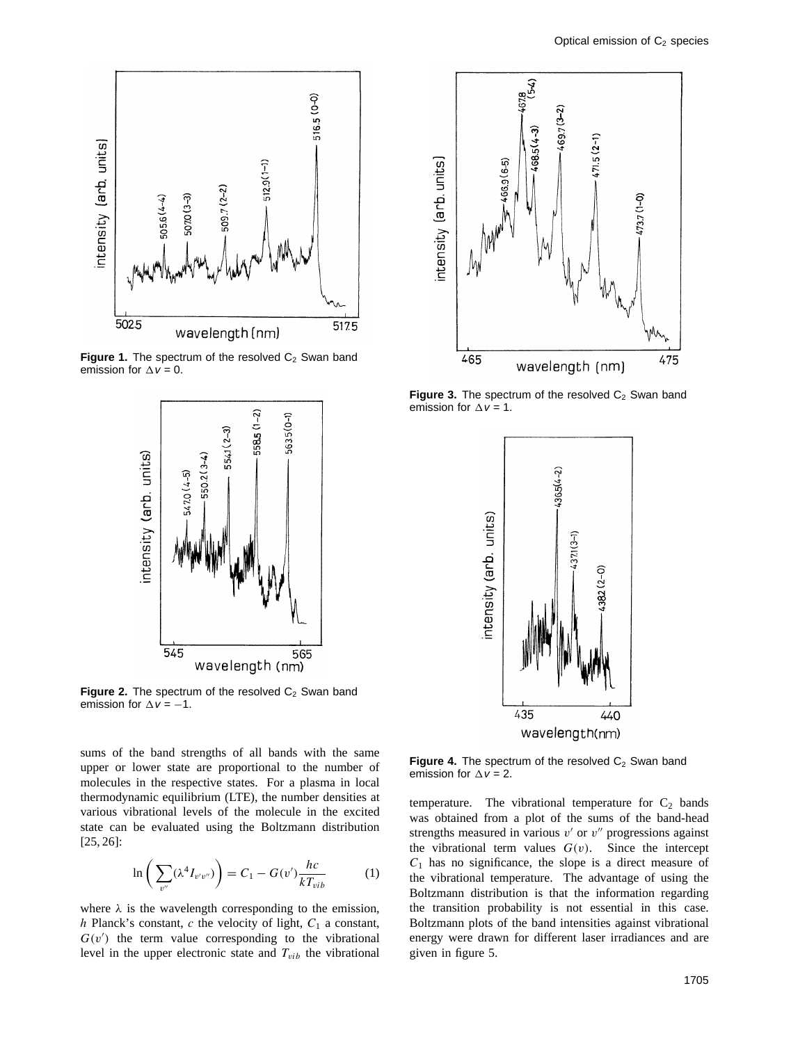**Figure 1.** The spectrum of the resolved $C_2$ Swan band emission for $\Delta v = 0$.

**Figure 2.** The spectrum of the resolved $C_2$ Swan band emission for $\Delta v = -1$.

**Figure 3.** The spectrum of the resolved $C_2$ Swan band emission for $\Delta v = 1$.

**Figure 4.** The spectrum of the resolved $C_2$ Swan band emission for $\Delta v = 2$.

sums of the band strengths of all bands with the same upper or lower state are proportional to the number of molecules in the respective states. For a plasma in local thermodynamic equilibrium (LTE), the number densities at various vibrational levels of the molecule in the excited state can be evaluated using the Boltzmann distribution [25, 26]:

$$\ln\left(\sum_{v''}(\lambda^4 I_{v'v''})\right) = C_1 - G(v')\frac{hc}{kT_{vib}} \tag{1}$$

where $\lambda$ is the wavelength corresponding to the emission, $h$ Planck's constant, $c$ the velocity of light, $C_1$ a constant, $G(v')$ the term value corresponding to the vibrational level in the upper electronic state and $T_{vib}$ the vibrational temperature. The vibrational temperature for $C_2$ bands was obtained from a plot of the sums of the band-head strengths measured in various $v'$ or $v''$ progressions against the vibrational term values $G(v)$. Since the intercept $C_1$ has no significance, the slope is a direct measure of the vibrational temperature. The advantage of using the Boltzmann distribution is that the information regarding the transition probability is not essential in this case. Boltzmann plots of the band intensities against vibrational energy were drawn for different laser irradiances and are given in figure 5.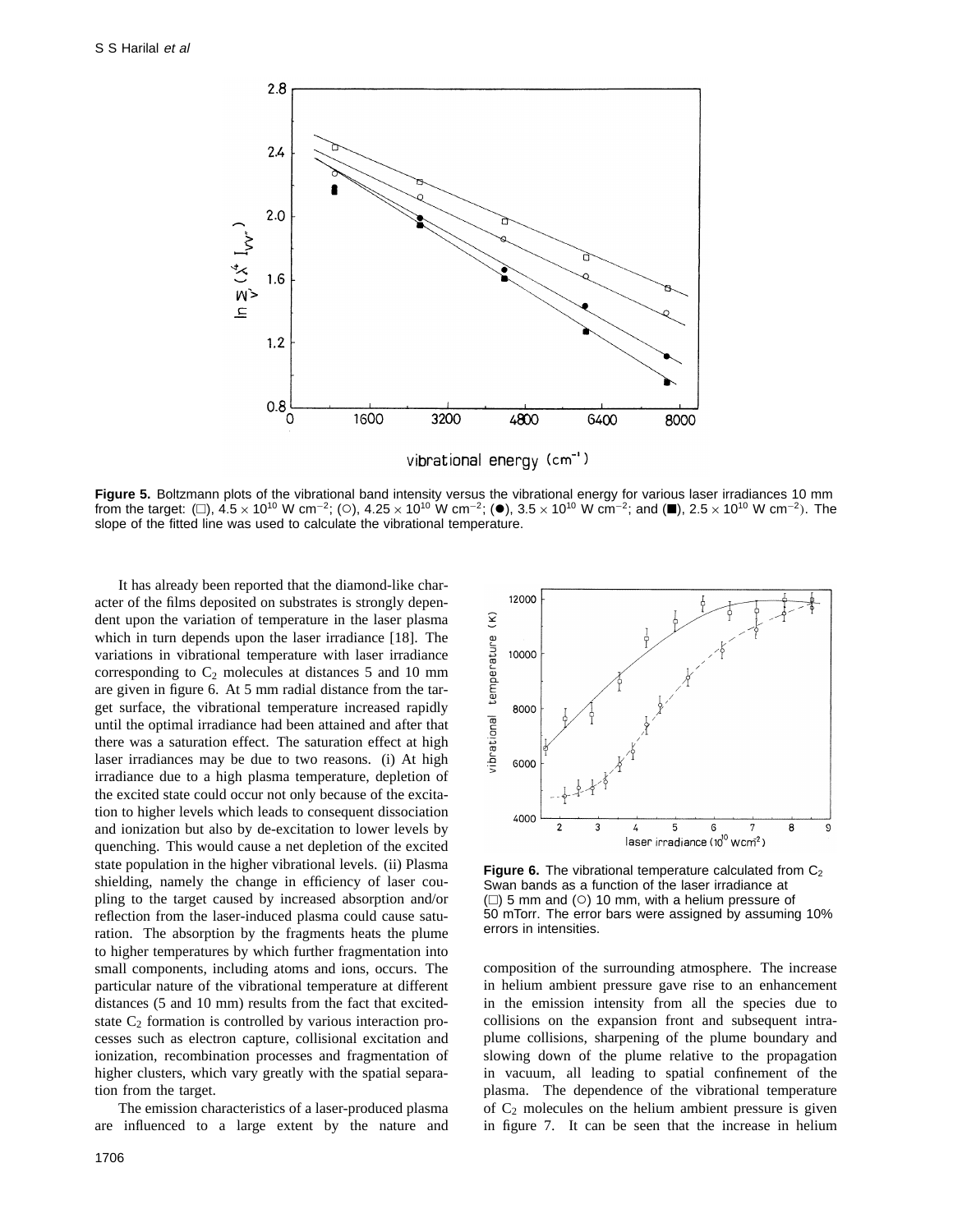**Figure 5.** Boltzmann plots of the vibrational band intensity versus the vibrational energy for various laser irradiances 10 mm from the target: (□), $4.5 \times 10^{10}$ W cm$^{-2}$; (○), $4.25 \times 10^{10}$ W cm$^{-2}$; (●), $3.5 \times 10^{10}$ W cm$^{-2}$; and (■), $2.5 \times 10^{10}$ W cm$^{-2}$). The slope of the fitted line was used to calculate the vibrational temperature.

It has already been reported that the diamond-like character of the films deposited on substrates is strongly dependent upon the variation of temperature in the laser plasma which in turn depends upon the laser irradiance [18]. The variations in vibrational temperature with laser irradiance corresponding to $C_2$ molecules at distances 5 and 10 mm are given in figure 6. At 5 mm radial distance from the target surface, the vibrational temperature increased rapidly until the optimal irradiance had been attained and after that there was a saturation effect. The saturation effect at high laser irradiances may be due to two reasons. (i) At high irradiance due to a high plasma temperature, depletion of the excited state could occur not only because of the excitation to higher levels which leads to consequent dissociation and ionization but also by de-excitation to lower levels by quenching. This would cause a net depletion of the excited state population in the higher vibrational levels. (ii) Plasma shielding, namely the change in efficiency of laser coupling to the target caused by increased absorption and/or reflection from the laser-induced plasma could cause saturation. The absorption by the fragments heats the plume to higher temperatures by which further fragmentation into small components, including atoms and ions, occurs. The particular nature of the vibrational temperature at different distances (5 and 10 mm) results from the fact that excited-state $C_2$ formation is controlled by various interaction processes such as electron capture, collisional excitation and ionization, recombination processes and fragmentation of higher clusters, which vary greatly with the spatial separation from the target.

**Figure 6.** The vibrational temperature calculated from $C_2$ Swan bands as a function of the laser irradiance at (□) 5 mm and (○) 10 mm, with a helium pressure of 50 mTorr. The error bars were assigned by assuming 10% errors in intensities.

The emission characteristics of a laser-produced plasma are influenced to a large extent by the nature and composition of the surrounding atmosphere. The increase in helium ambient pressure gave rise to an enhancement in the emission intensity from all the species due to collisions on the expansion front and subsequent intra-plume collisions, sharpening of the plume boundary and slowing down of the plume relative to the propagation in vacuum, all leading to spatial confinement of the plasma. The dependence of the vibrational temperature of $C_2$ molecules on the helium ambient pressure is given in figure 7. It can be seen that the increase in helium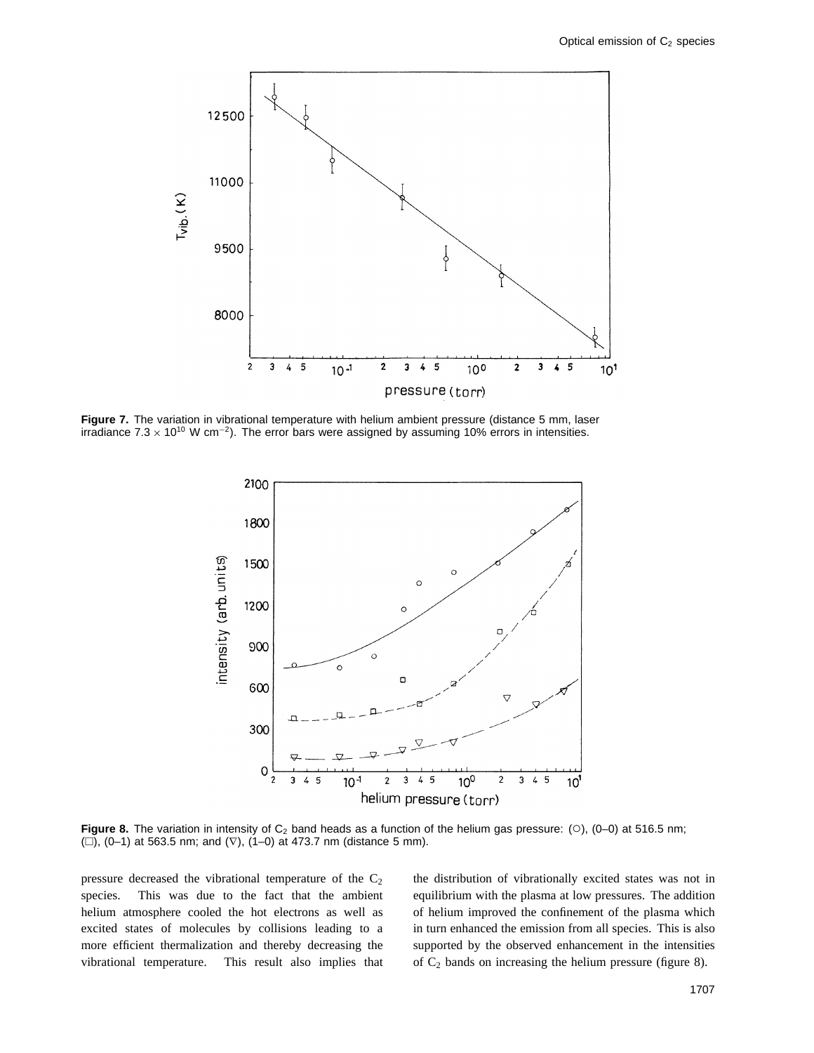**Figure 7.** The variation in vibrational temperature with helium ambient pressure (distance 5 mm, laser irradiance $7.3 \times 10^{10}$ W cm$^{-2}$). The error bars were assigned by assuming 10% errors in intensities.

**Figure 8.** The variation in intensity of $C_2$ band heads as a function of the helium gas pressure: (○), (0–0) at 516.5 nm; (□), (0–1) at 563.5 nm; and (▽), (1–0) at 473.7 nm (distance 5 mm).

pressure decreased the vibrational temperature of the $C_2$ species. This was due to the fact that the ambient helium atmosphere cooled the hot electrons as well as excited states of molecules by collisions leading to a more efficient thermalization and thereby decreasing the vibrational temperature. This result also implies that the distribution of vibrationally excited states was not in equilibrium with the plasma at low pressures. The addition of helium improved the confinement of the plasma which in turn enhanced the emission from all species. This is also supported by the observed enhancement in the intensities of $C_2$ bands on increasing the helium pressure (figure 8).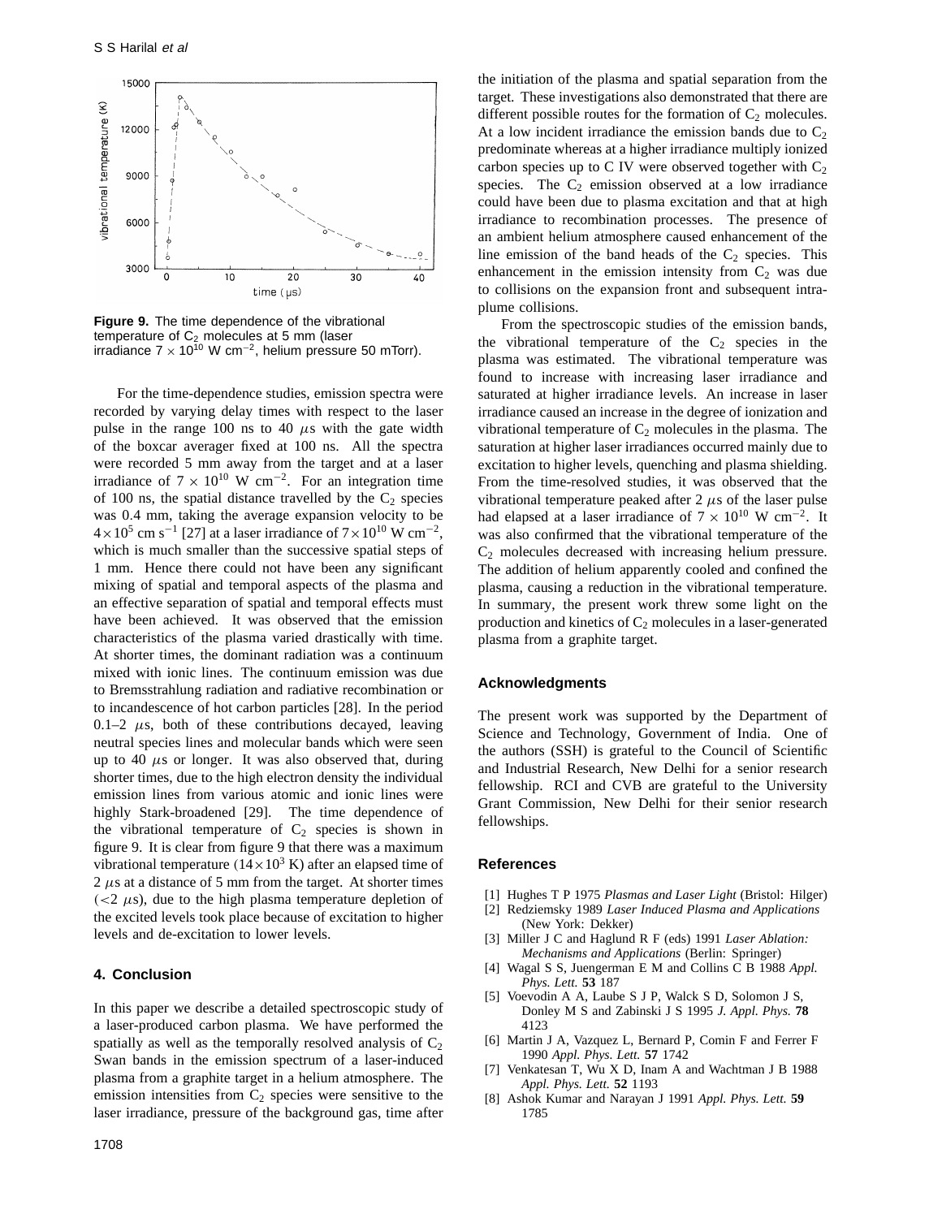**Figure 9.** The time dependence of the vibrational temperature of $C_2$ molecules at 5 mm (laser irradiance $7 \times 10^{10}$ W cm$^{-2}$, helium pressure 50 mTorr).

For the time-dependence studies, emission spectra were recorded by varying delay times with respect to the laser pulse in the range 100 ns to 40 $\mu$s with the gate width of the boxcar averager fixed at 100 ns. All the spectra were recorded 5 mm away from the target and at a laser irradiance of $7 \times 10^{10}$ W cm$^{-2}$. For an integration time of 100 ns, the spatial distance travelled by the $C_2$ species was 0.4 mm, taking the average expansion velocity to be $4 \times 10^5$ cm s$^{-1}$ [27] at a laser irradiance of $7 \times 10^{10}$ W cm$^{-2}$, which is much smaller than the successive spatial steps of 1 mm. Hence there could not have been any significant mixing of spatial and temporal aspects of the plasma and an effective separation of spatial and temporal effects must have been achieved. It was observed that the emission characteristics of the plasma varied drastically with time. At shorter times, the dominant radiation was a continuum mixed with ionic lines. The continuum emission was due to Bremsstrahlung radiation and radiative recombination or to incandescence of hot carbon particles [28]. In the period 0.1–2 $\mu$s, both of these contributions decayed, leaving neutral species lines and molecular bands which were seen up to 40 $\mu$s or longer. It was also observed that, during shorter times, due to the high electron density the individual emission lines from various atomic and ionic lines were highly Stark-broadened [29]. The time dependence of the vibrational temperature of $C_2$ species is shown in figure 9. It is clear from figure 9 that there was a maximum vibrational temperature ($14 \times 10^3$ K) after an elapsed time of 2 $\mu$s at a distance of 5 mm from the target. At shorter times ($<2$ $\mu$s), due to the high plasma temperature depletion of the excited levels took place because of excitation to higher levels and de-excitation to lower levels.

## 4. Conclusion

In this paper we describe a detailed spectroscopic study of a laser-produced carbon plasma. We have performed the spatially as well as the temporally resolved analysis of $C_2$ Swan bands in the emission spectrum of a laser-induced plasma from a graphite target in a helium atmosphere. The emission intensities from $C_2$ species were sensitive to the laser irradiance, pressure of the background gas, time after the initiation of the plasma and spatial separation from the target. These investigations also demonstrated that there are different possible routes for the formation of $C_2$ molecules. At a low incident irradiance the emission bands due to $C_2$ predominate whereas at a higher irradiance multiply ionized carbon species up to C IV were observed together with $C_2$ species. The $C_2$ emission observed at a low irradiance could have been due to plasma excitation and that at high irradiance to recombination processes. The presence of an ambient helium atmosphere caused enhancement of the line emission of the band heads of the $C_2$ species. This enhancement in the emission intensity from $C_2$ was due to collisions on the expansion front and subsequent intra-plume collisions.

From the spectroscopic studies of the emission bands, the vibrational temperature of the $C_2$ species in the plasma was estimated. The vibrational temperature was found to increase with increasing laser irradiance and saturated at higher irradiance levels. An increase in laser irradiance caused an increase in the degree of ionization and vibrational temperature of $C_2$ molecules in the plasma. The saturation at higher laser irradiances occurred mainly due to excitation to higher levels, quenching and plasma shielding. From the time-resolved studies, it was observed that the vibrational temperature peaked after 2 $\mu$s of the laser pulse had elapsed at a laser irradiance of $7 \times 10^{10}$ W cm$^{-2}$. It was also confirmed that the vibrational temperature of the $C_2$ molecules decreased with increasing helium pressure. The addition of helium apparently cooled and confined the plasma, causing a reduction in the vibrational temperature. In summary, the present work threw some light on the production and kinetics of $C_2$ molecules in a laser-generated plasma from a graphite target.

## Acknowledgments

The present work was supported by the Department of Science and Technology, Government of India. One of the authors (SSH) is grateful to the Council of Scientific and Industrial Research, New Delhi for a senior research fellowship. RCI and CVB are grateful to the University Grant Commission, New Delhi for their senior research fellowships.

## References

[1] Hughes T P 1975 *Plasmas and Laser Light* (Bristol: Hilger)
[2] Redziemsky 1989 *Laser Induced Plasma and Applications* (New York: Dekker)
[3] Miller J C and Haglund R F (eds) 1991 *Laser Ablation: Mechanisms and Applications* (Berlin: Springer)
[4] Wagal S S, Juengerman E M and Collins C B 1988 *Appl. Phys. Lett.* **53** 187
[5] Voevodin A A, Laube S J P, Walck S D, Solomon J S, Donley M S and Zabinski J S 1995 *J. Appl. Phys.* **78** 4123
[6] Martin J A, Vazquez L, Bernard P, Comin F and Ferrer F 1990 *Appl. Phys. Lett.* **57** 1742
[7] Venkatesan T, Wu X D, Inam A and Wachtman J B 1988 *Appl. Phys. Lett.* **52** 1193
[8] Ashok Kumar and Narayan J 1991 *Appl. Phys. Lett.* **59** 1785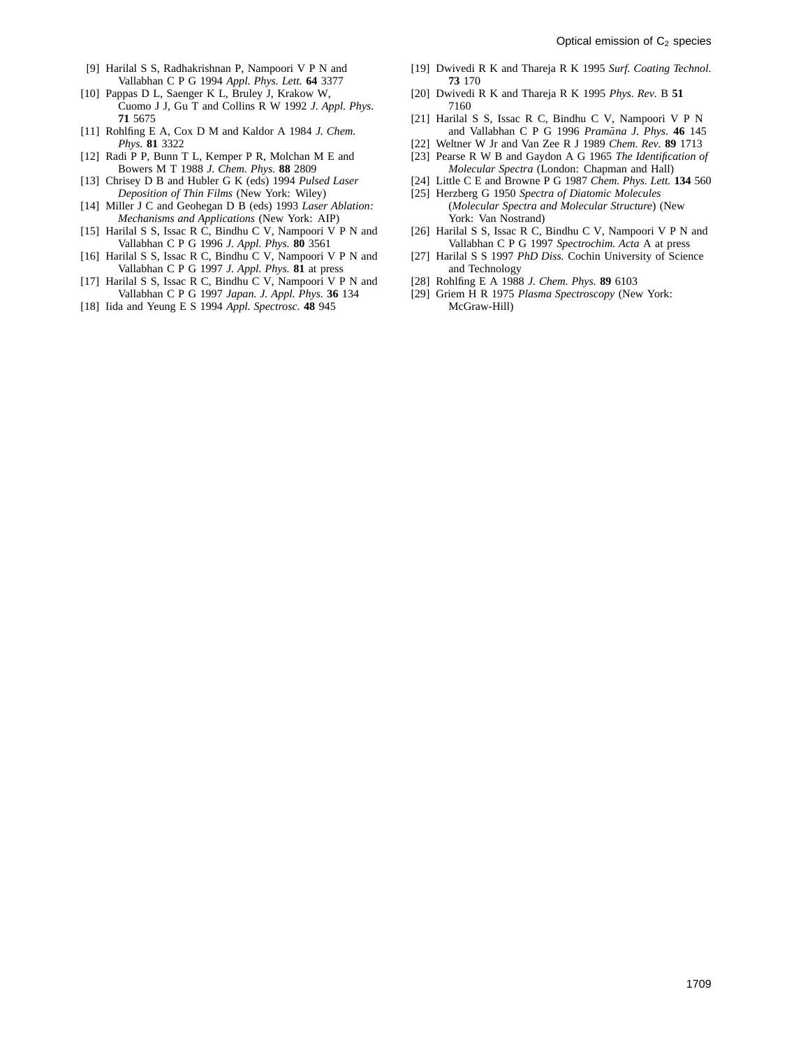[9] Harilal S S, Radhakrishnan P, Nampoori V P N and Vallabhan C P G 1994 *Appl. Phys. Lett.* **64** 3377

[10] Pappas D L, Saenger K L, Bruley J, Krakow W, Cuomo J J, Gu T and Collins R W 1992 *J. Appl. Phys.* **71** 5675

[11] Rohlfing E A, Cox D M and Kaldor A 1984 *J. Chem. Phys.* **81** 3322

[12] Radi P P, Bunn T L, Kemper P R, Molchan M E and Bowers M T 1988 *J. Chem. Phys.* **88** 2809

[13] Chrisey D B and Hubler G K (eds) 1994 *Pulsed Laser Deposition of Thin Films* (New York: Wiley)

[14] Miller J C and Geohegan D B (eds) 1993 *Laser Ablation: Mechanisms and Applications* (New York: AIP)

[15] Harilal S S, Issac R C, Bindhu C V, Nampoori V P N and Vallabhan C P G 1996 *J. Appl. Phys.* **80** 3561

[16] Harilal S S, Issac R C, Bindhu C V, Nampoori V P N and Vallabhan C P G 1997 *J. Appl. Phys.* **81** at press

[17] Harilal S S, Issac R C, Bindhu C V, Nampoori V P N and Vallabhan C P G 1997 *Japan. J. Appl. Phys.* **36** 134

[18] Iida and Yeung E S 1994 *Appl. Spectrosc.* **48** 945

[19] Dwivedi R K and Thareja R K 1995 *Surf. Coating Technol.* **73** 170

[20] Dwivedi R K and Thareja R K 1995 *Phys. Rev.* B **51** 7160

[21] Harilal S S, Issac R C, Bindhu C V, Nampoori V P N and Vallabhan C P G 1996 *Pramāna J. Phys.* **46** 145

[22] Weltner W Jr and Van Zee R J 1989 *Chem. Rev.* **89** 1713

[23] Pearse R W B and Gaydon A G 1965 *The Identification of Molecular Spectra* (London: Chapman and Hall)

[24] Little C E and Browne P G 1987 *Chem. Phys. Lett.* **134** 560

[25] Herzberg G 1950 *Spectra of Diatomic Molecules* (*Molecular Spectra and Molecular Structure*) (New York: Van Nostrand)

[26] Harilal S S, Issac R C, Bindhu C V, Nampoori V P N and Vallabhan C P G 1997 *Spectrochim. Acta* A at press

[27] Harilal S S 1997 *PhD Diss.* Cochin University of Science and Technology

[28] Rohlfing E A 1988 *J. Chem. Phys.* **89** 6103

[29] Griem H R 1975 *Plasma Spectroscopy* (New York: McGraw-Hill)